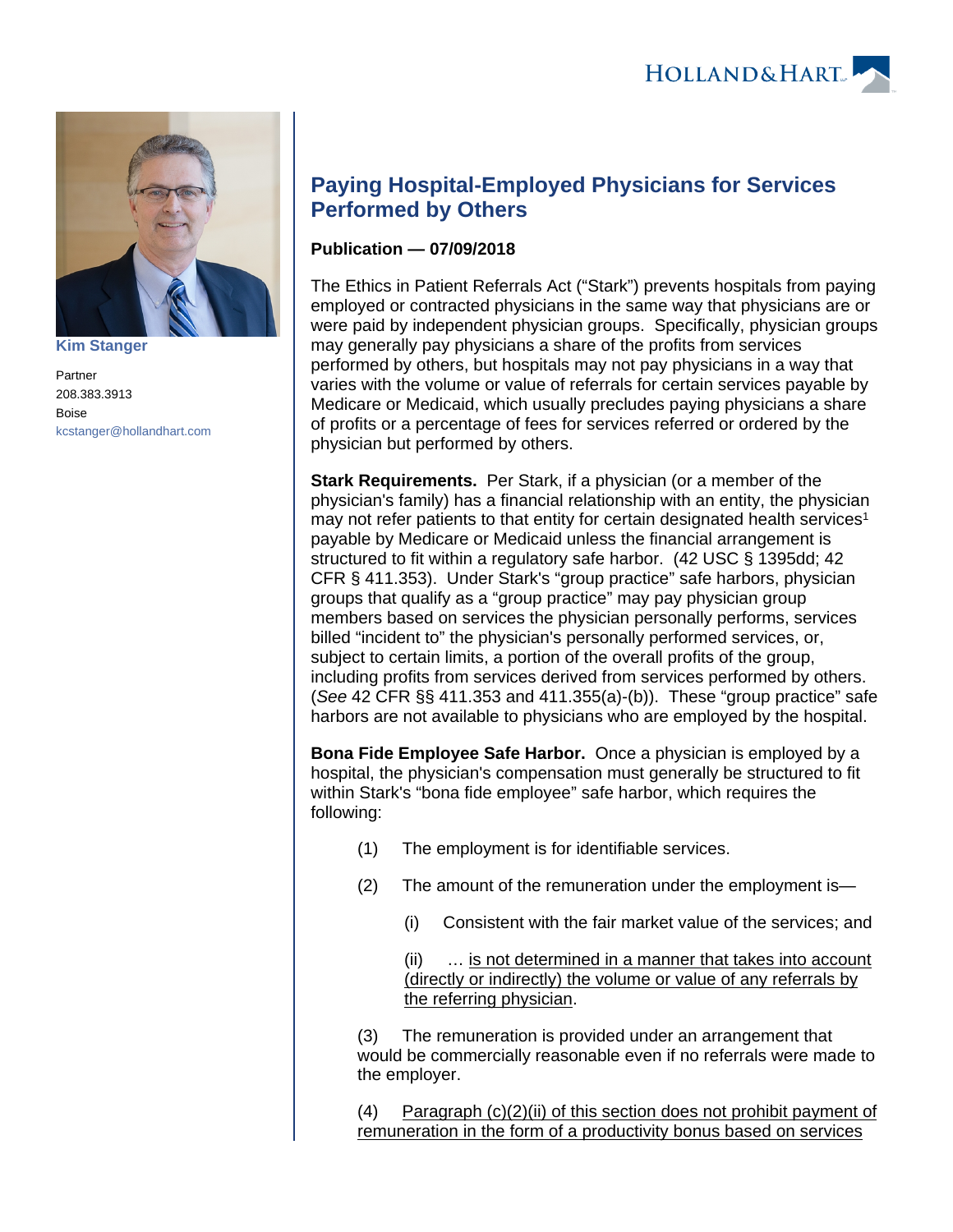Kim Stanger

Partner
208.383.3913
Boise
kcstanger@hollandhart.com

# Paying Hospital-Employed Physicians for Services Performed by Others

**Publication — 07/09/2018**

The Ethics in Patient Referrals Act ("Stark") prevents hospitals from paying employed or contracted physicians in the same way that physicians are or were paid by independent physician groups. Specifically, physician groups may generally pay physicians a share of the profits from services performed by others, but hospitals may not pay physicians in a way that varies with the volume or value of referrals for certain services payable by Medicare or Medicaid, which usually precludes paying physicians a share of profits or a percentage of fees for services referred or ordered by the physician but performed by others.

**Stark Requirements.** Per Stark, if a physician (or a member of the physician's family) has a financial relationship with an entity, the physician may not refer patients to that entity for certain designated health services[1] payable by Medicare or Medicaid unless the financial arrangement is structured to fit within a regulatory safe harbor. (42 USC § 1395dd; 42 CFR § 411.353). Under Stark's "group practice" safe harbors, physician groups that qualify as a "group practice" may pay physician group members based on services the physician personally performs, services billed "incident to" the physician's personally performed services, or, subject to certain limits, a portion of the overall profits of the group, including profits from services derived from services performed by others. (*See* 42 CFR §§ 411.353 and 411.355(a)-(b)). These "group practice" safe harbors are not available to physicians who are employed by the hospital.

**Bona Fide Employee Safe Harbor.** Once a physician is employed by a hospital, the physician's compensation must generally be structured to fit within Stark's "bona fide employee" safe harbor, which requires the following:

(1) The employment is for identifiable services.

(2) The amount of the remuneration under the employment is—

(i) Consistent with the fair market value of the services; and

(ii) … <u>is not determined in a manner that takes into account (directly or indirectly) the volume or value of any referrals by the referring physician</u>.

(3) The remuneration is provided under an arrangement that would be commercially reasonable even if no referrals were made to the employer.

(4) <u>Paragraph (c)(2)(ii) of this section does not prohibit payment of remuneration in the form of a productivity bonus based on services</u>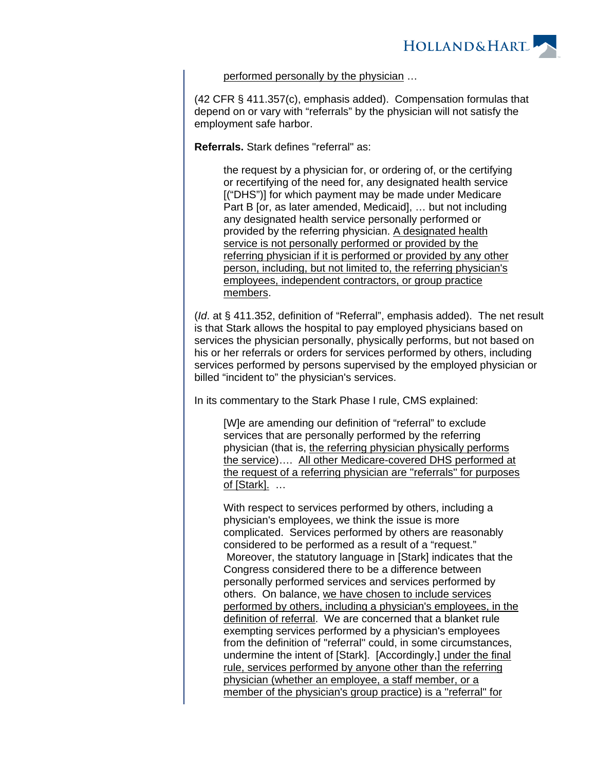> <u>performed personally by the physician</u> …

(42 CFR § 411.357(c), emphasis added). Compensation formulas that depend on or vary with "referrals" by the physician will not satisfy the employment safe harbor.

**Referrals.** Stark defines "referral" as:

> the request by a physician for, or ordering of, or the certifying or recertifying of the need for, any designated health service [("DHS")] for which payment may be made under Medicare Part B [or, as later amended, Medicaid], … but not including any designated health service personally performed or provided by the referring physician. <u>A designated health service is not personally performed or provided by the referring physician if it is performed or provided by any other person, including, but not limited to, the referring physician's employees, independent contractors, or group practice members</u>.

(*Id*. at § 411.352, definition of "Referral", emphasis added). The net result is that Stark allows the hospital to pay employed physicians based on services the physician personally, physically performs, but not based on his or her referrals or orders for services performed by others, including services performed by persons supervised by the employed physician or billed "incident to" the physician's services.

In its commentary to the Stark Phase I rule, CMS explained:

> [W]e are amending our definition of "referral" to exclude services that are personally performed by the referring physician (that is, <u>the referring physician physically performs the service</u>)…. <u>All other Medicare-covered DHS performed at the request of a referring physician are "referrals" for purposes of [Stark].</u> …
>
> With respect to services performed by others, including a physician's employees, we think the issue is more complicated. Services performed by others are reasonably considered to be performed as a result of a "request." Moreover, the statutory language in [Stark] indicates that the Congress considered there to be a difference between personally performed services and services performed by others. On balance, <u>we have chosen to include services performed by others, including a physician's employees, in the definition of referral</u>. We are concerned that a blanket rule exempting services performed by a physician's employees from the definition of "referral" could, in some circumstances, undermine the intent of [Stark]. [Accordingly,] <u>under the final rule, services performed by anyone other than the referring physician (whether an employee, a staff member, or a member of the physician's group practice) is a "referral" for</u>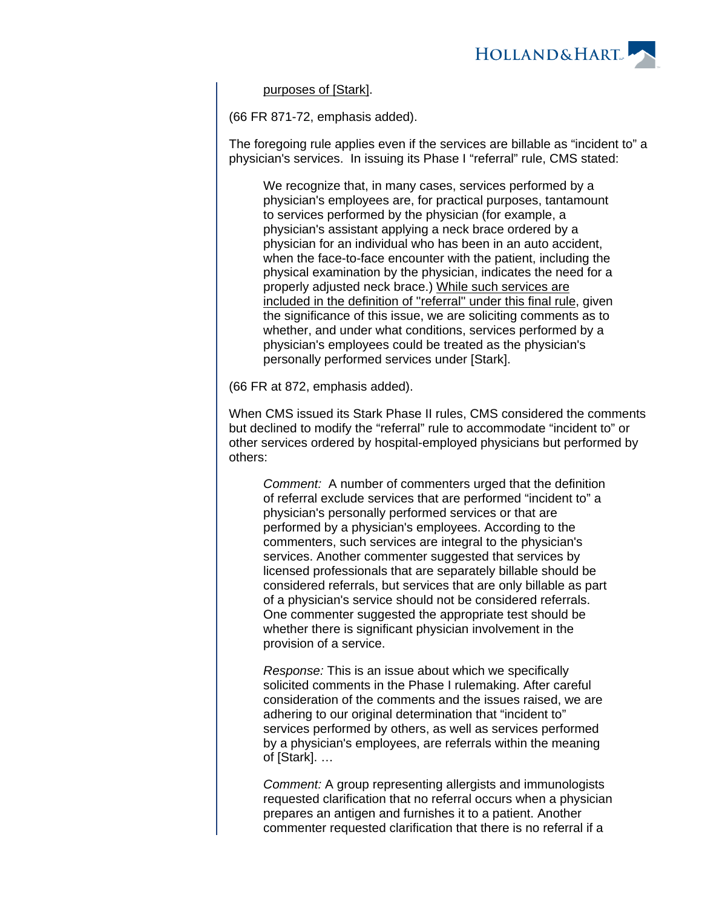> purposes of [Stark].

(66 FR 871-72, emphasis added).

The foregoing rule applies even if the services are billable as "incident to" a physician's services. In issuing its Phase I "referral" rule, CMS stated:

> We recognize that, in many cases, services performed by a physician's employees are, for practical purposes, tantamount to services performed by the physician (for example, a physician's assistant applying a neck brace ordered by a physician for an individual who has been in an auto accident, when the face-to-face encounter with the patient, including the physical examination by the physician, indicates the need for a properly adjusted neck brace.) While such services are included in the definition of "referral" under this final rule, given the significance of this issue, we are soliciting comments as to whether, and under what conditions, services performed by a physician's employees could be treated as the physician's personally performed services under [Stark].

(66 FR at 872, emphasis added).

When CMS issued its Stark Phase II rules, CMS considered the comments but declined to modify the "referral" rule to accommodate "incident to" or other services ordered by hospital-employed physicians but performed by others:

> *Comment:* A number of commenters urged that the definition of referral exclude services that are performed "incident to" a physician's personally performed services or that are performed by a physician's employees. According to the commenters, such services are integral to the physician's services. Another commenter suggested that services by licensed professionals that are separately billable should be considered referrals, but services that are only billable as part of a physician's service should not be considered referrals. One commenter suggested the appropriate test should be whether there is significant physician involvement in the provision of a service.
>
> *Response:* This is an issue about which we specifically solicited comments in the Phase I rulemaking. After careful consideration of the comments and the issues raised, we are adhering to our original determination that "incident to" services performed by others, as well as services performed by a physician's employees, are referrals within the meaning of [Stark]. …
>
> *Comment:* A group representing allergists and immunologists requested clarification that no referral occurs when a physician prepares an antigen and furnishes it to a patient. Another commenter requested clarification that there is no referral if a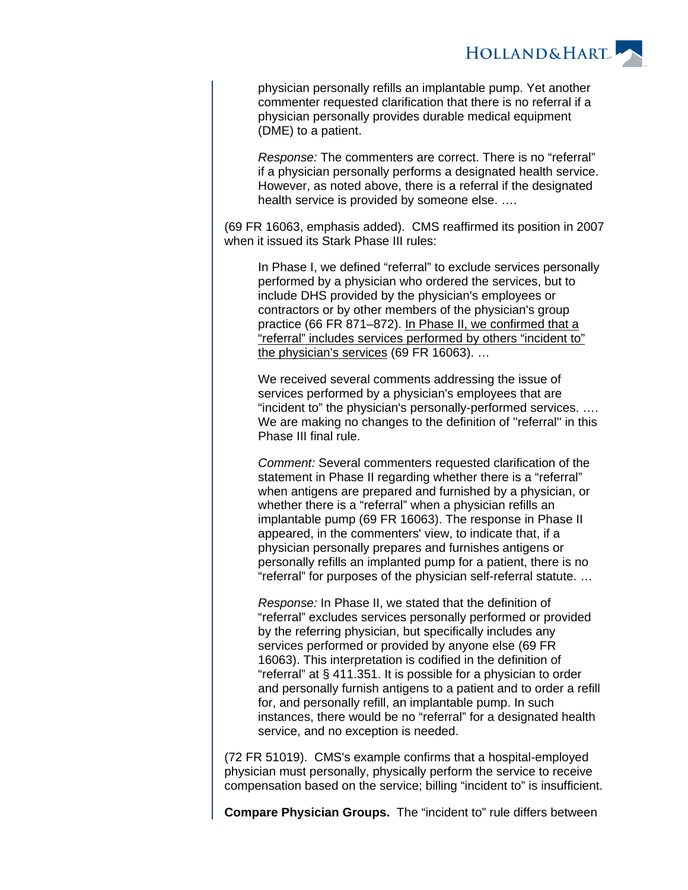> physician personally refills an implantable pump. Yet another commenter requested clarification that there is no referral if a physician personally provides durable medical equipment (DME) to a patient.
>
> *Response:* The commenters are correct. There is no "referral" if a physician personally performs a designated health service. However, as noted above, there is a referral if the designated health service is provided by someone else. ….

(69 FR 16063, emphasis added). CMS reaffirmed its position in 2007 when it issued its Stark Phase III rules:

> In Phase I, we defined "referral" to exclude services personally performed by a physician who ordered the services, but to include DHS provided by the physician's employees or contractors or by other members of the physician's group practice (66 FR 871–872). <u>In Phase II, we confirmed that a "referral" includes services performed by others "incident to" the physician's services</u> (69 FR 16063). …
>
> We received several comments addressing the issue of services performed by a physician's employees that are "incident to" the physician's personally-performed services. …. We are making no changes to the definition of "referral" in this Phase III final rule.
>
> *Comment:* Several commenters requested clarification of the statement in Phase II regarding whether there is a "referral" when antigens are prepared and furnished by a physician, or whether there is a "referral" when a physician refills an implantable pump (69 FR 16063). The response in Phase II appeared, in the commenters' view, to indicate that, if a physician personally prepares and furnishes antigens or personally refills an implanted pump for a patient, there is no "referral" for purposes of the physician self-referral statute. …
>
> *Response:* In Phase II, we stated that the definition of "referral" excludes services personally performed or provided by the referring physician, but specifically includes any services performed or provided by anyone else (69 FR 16063). This interpretation is codified in the definition of "referral" at § 411.351. It is possible for a physician to order and personally furnish antigens to a patient and to order a refill for, and personally refill, an implantable pump. In such instances, there would be no "referral" for a designated health service, and no exception is needed.

(72 FR 51019). CMS's example confirms that a hospital-employed physician must personally, physically perform the service to receive compensation based on the service; billing "incident to" is insufficient.

**Compare Physician Groups.** The "incident to" rule differs between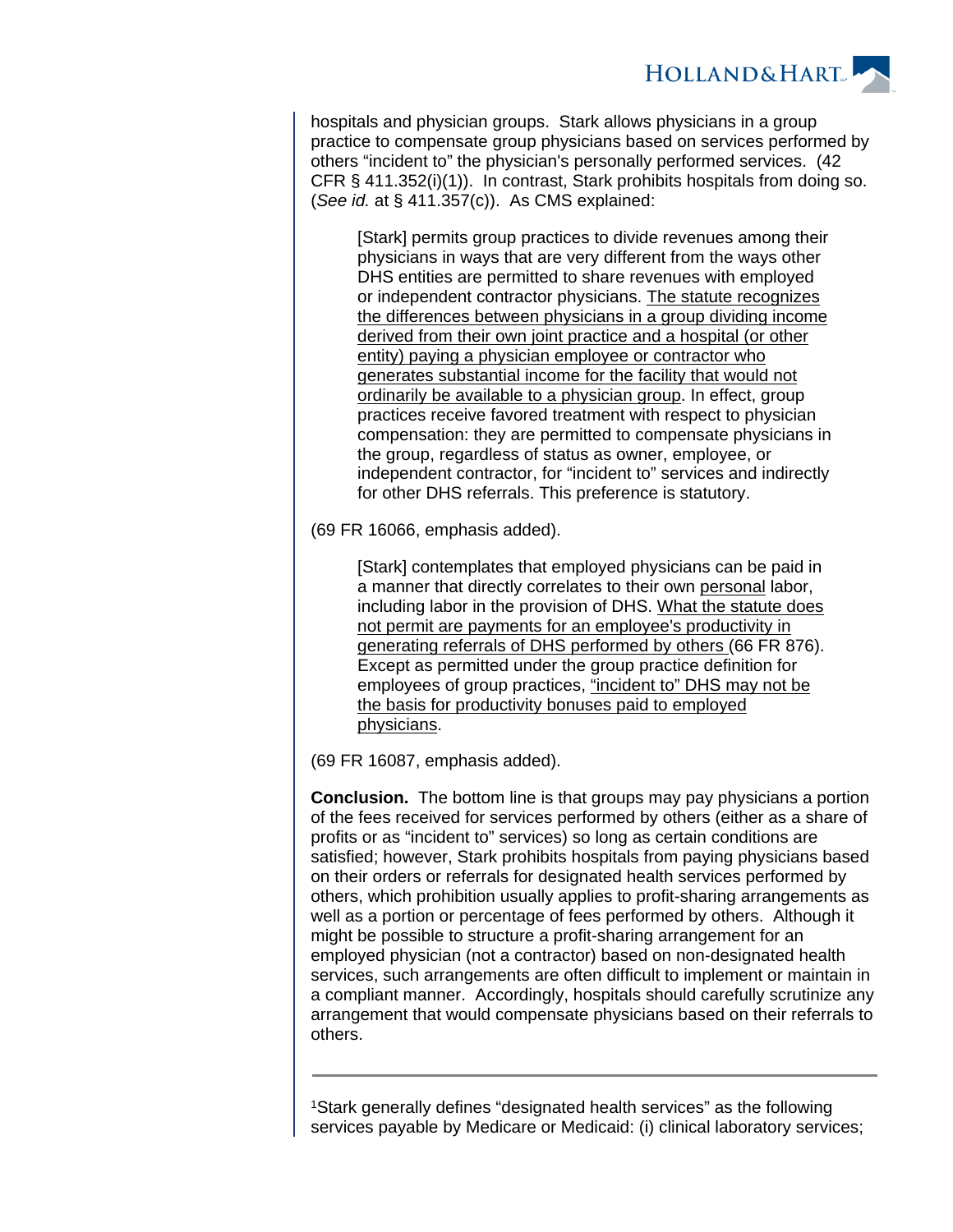hospitals and physician groups. Stark allows physicians in a group practice to compensate group physicians based on services performed by others "incident to" the physician's personally performed services. (42 CFR § 411.352(i)(1)). In contrast, Stark prohibits hospitals from doing so. (*See id.* at § 411.357(c)). As CMS explained:

> [Stark] permits group practices to divide revenues among their physicians in ways that are very different from the ways other DHS entities are permitted to share revenues with employed or independent contractor physicians. <u>The statute recognizes the differences between physicians in a group dividing income derived from their own joint practice and a hospital (or other entity) paying a physician employee or contractor who generates substantial income for the facility that would not ordinarily be available to a physician group</u>. In effect, group practices receive favored treatment with respect to physician compensation: they are permitted to compensate physicians in the group, regardless of status as owner, employee, or independent contractor, for "incident to" services and indirectly for other DHS referrals. This preference is statutory.

(69 FR 16066, emphasis added).

> [Stark] contemplates that employed physicians can be paid in a manner that directly correlates to their own <u>personal</u> labor, including labor in the provision of DHS. <u>What the statute does not permit are payments for an employee's productivity in generating referrals of DHS performed by others</u> (66 FR 876). Except as permitted under the group practice definition for employees of group practices, <u>"incident to" DHS may not be the basis for productivity bonuses paid to employed physicians</u>.

(69 FR 16087, emphasis added).

**Conclusion.** The bottom line is that groups may pay physicians a portion of the fees received for services performed by others (either as a share of profits or as "incident to" services) so long as certain conditions are satisfied; however, Stark prohibits hospitals from paying physicians based on their orders or referrals for designated health services performed by others, which prohibition usually applies to profit-sharing arrangements as well as a portion or percentage of fees performed by others. Although it might be possible to structure a profit-sharing arrangement for an employed physician (not a contractor) based on non-designated health services, such arrangements are often difficult to implement or maintain in a compliant manner. Accordingly, hospitals should carefully scrutinize any arrangement that would compensate physicians based on their referrals to others.

---

[1]Stark generally defines "designated health services" as the following services payable by Medicare or Medicaid: (i) clinical laboratory services;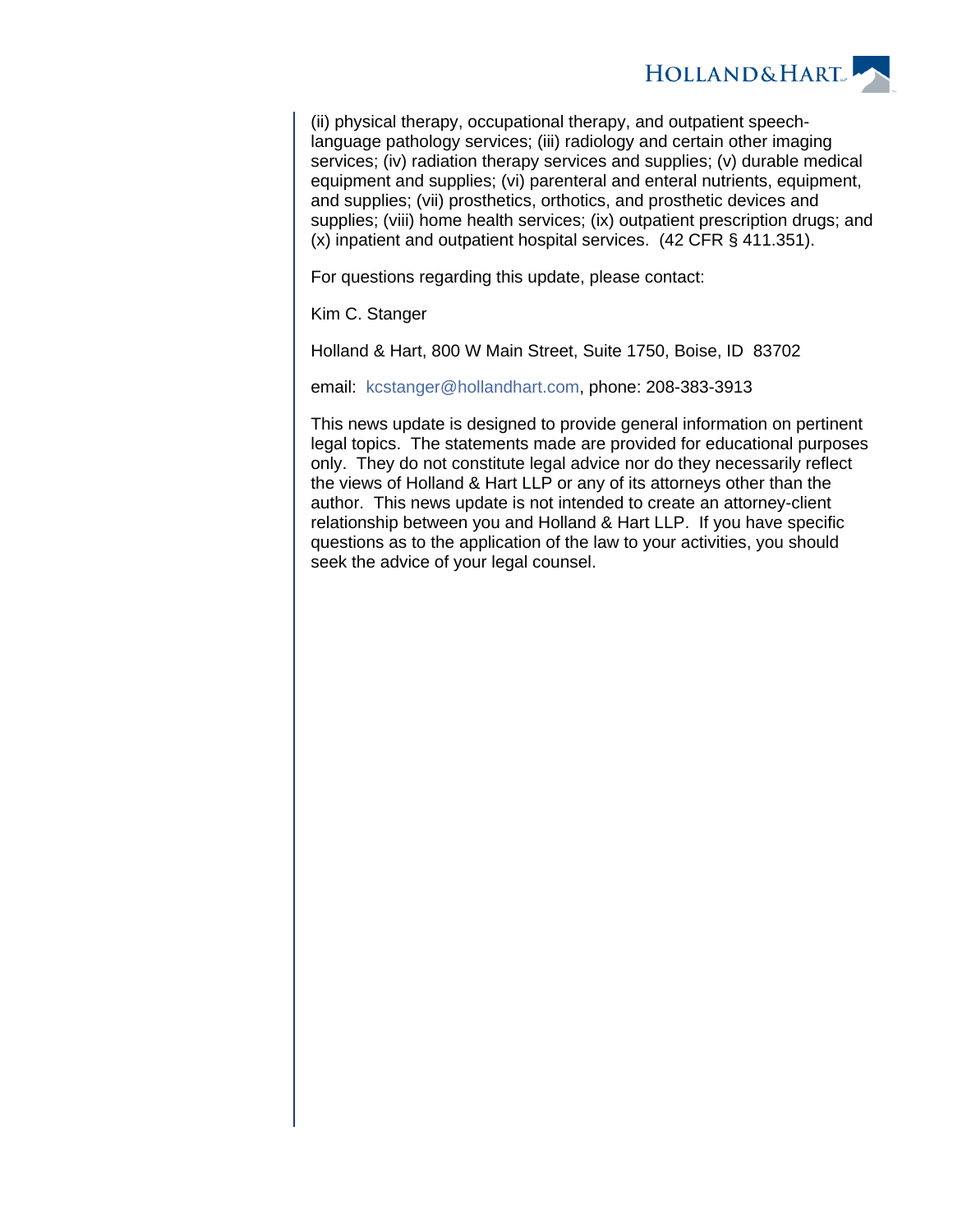(ii) physical therapy, occupational therapy, and outpatient speech-language pathology services; (iii) radiology and certain other imaging services; (iv) radiation therapy services and supplies; (v) durable medical equipment and supplies; (vi) parenteral and enteral nutrients, equipment, and supplies; (vii) prosthetics, orthotics, and prosthetic devices and supplies; (viii) home health services; (ix) outpatient prescription drugs; and (x) inpatient and outpatient hospital services. (42 CFR § 411.351).

For questions regarding this update, please contact:

Kim C. Stanger

Holland & Hart, 800 W Main Street, Suite 1750, Boise, ID 83702

email: kcstanger@hollandhart.com, phone: 208-383-3913

This news update is designed to provide general information on pertinent legal topics. The statements made are provided for educational purposes only. They do not constitute legal advice nor do they necessarily reflect the views of Holland & Hart LLP or any of its attorneys other than the author. This news update is not intended to create an attorney-client relationship between you and Holland & Hart LLP. If you have specific questions as to the application of the law to your activities, you should seek the advice of your legal counsel.